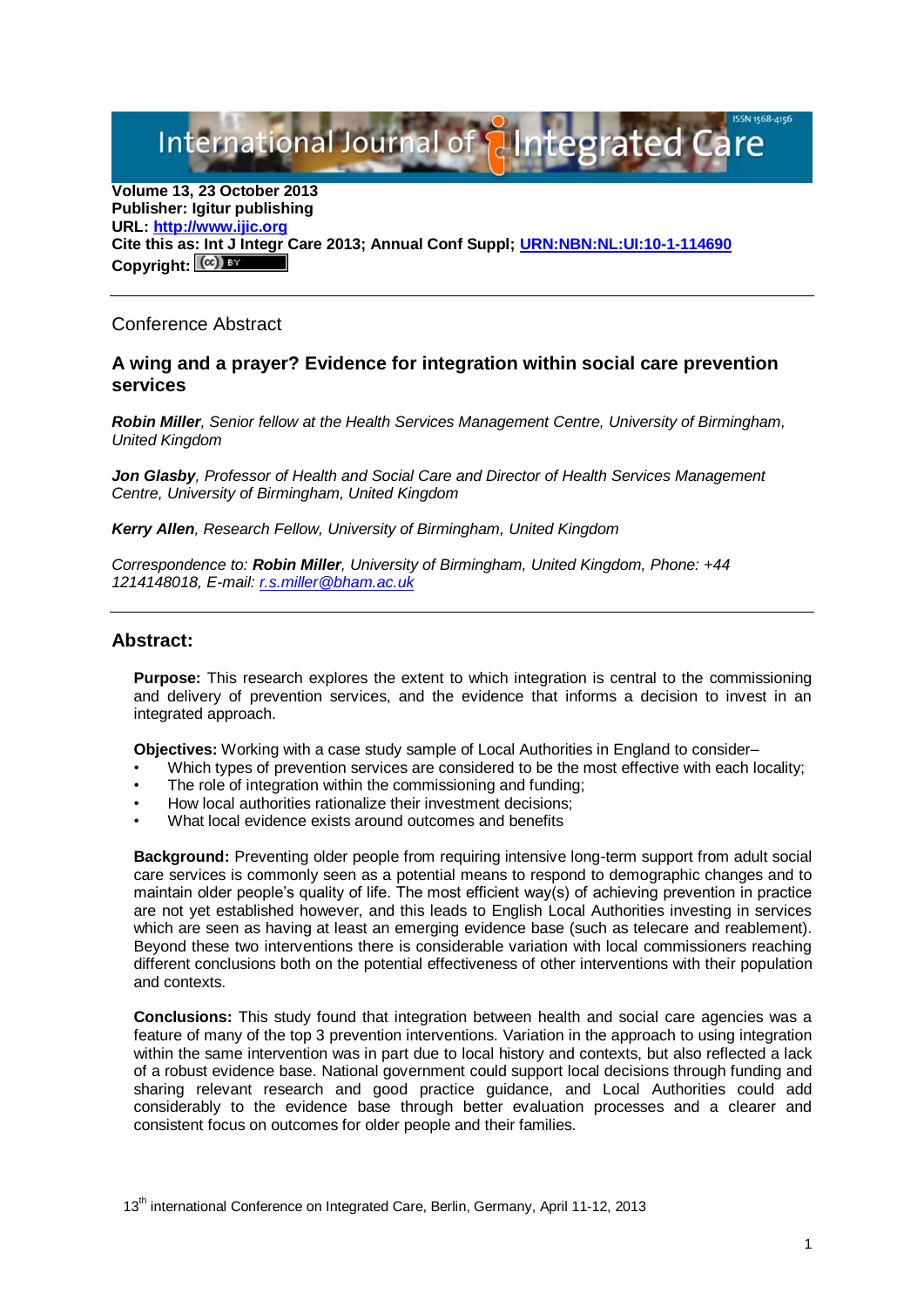Volume 13, 23 October 2013
**Publisher: Igitur publishing**
**URL: [http://www.ijic.org](http://www.ijic.org)**
**Cite this as: Int J Integr Care 2013; Annual Conf Suppl; [URN:NBN:NL:UI:10-1-114690](URN:NBN:NL:UI:10-1-114690)**
**Copyright:**

Conference Abstract

## A wing and a prayer? Evidence for integration within social care prevention services

***Robin Miller***, *Senior fellow at the Health Services Management Centre, University of Birmingham, United Kingdom*

***Jon Glasby***, *Professor of Health and Social Care and Director of Health Services Management Centre, University of Birmingham, United Kingdom*

***Kerry Allen***, *Research Fellow, University of Birmingham, United Kingdom*

*Correspondence to:* ***Robin Miller****, University of Birmingham, United Kingdom, Phone: +44 1214148018, E-mail: [r.s.miller@bham.ac.uk](mailto:r.s.miller@bham.ac.uk)*

### Abstract:

**Purpose:** This research explores the extent to which integration is central to the commissioning and delivery of prevention services, and the evidence that informs a decision to invest in an integrated approach.

**Objectives:** Working with a case study sample of Local Authorities in England to consider–

- Which types of prevention services are considered to be the most effective with each locality;
- The role of integration within the commissioning and funding;
- How local authorities rationalize their investment decisions;
- What local evidence exists around outcomes and benefits

**Background:** Preventing older people from requiring intensive long-term support from adult social care services is commonly seen as a potential means to respond to demographic changes and to maintain older people's quality of life. The most efficient way(s) of achieving prevention in practice are not yet established however, and this leads to English Local Authorities investing in services which are seen as having at least an emerging evidence base (such as telecare and reablement). Beyond these two interventions there is considerable variation with local commissioners reaching different conclusions both on the potential effectiveness of other interventions with their population and contexts.

**Conclusions:** This study found that integration between health and social care agencies was a feature of many of the top 3 prevention interventions. Variation in the approach to using integration within the same intervention was in part due to local history and contexts, but also reflected a lack of a robust evidence base. National government could support local decisions through funding and sharing relevant research and good practice guidance, and Local Authorities could add considerably to the evidence base through better evaluation processes and a clearer and consistent focus on outcomes for older people and their families.

13th international Conference on Integrated Care, Berlin, Germany, April 11-12, 2013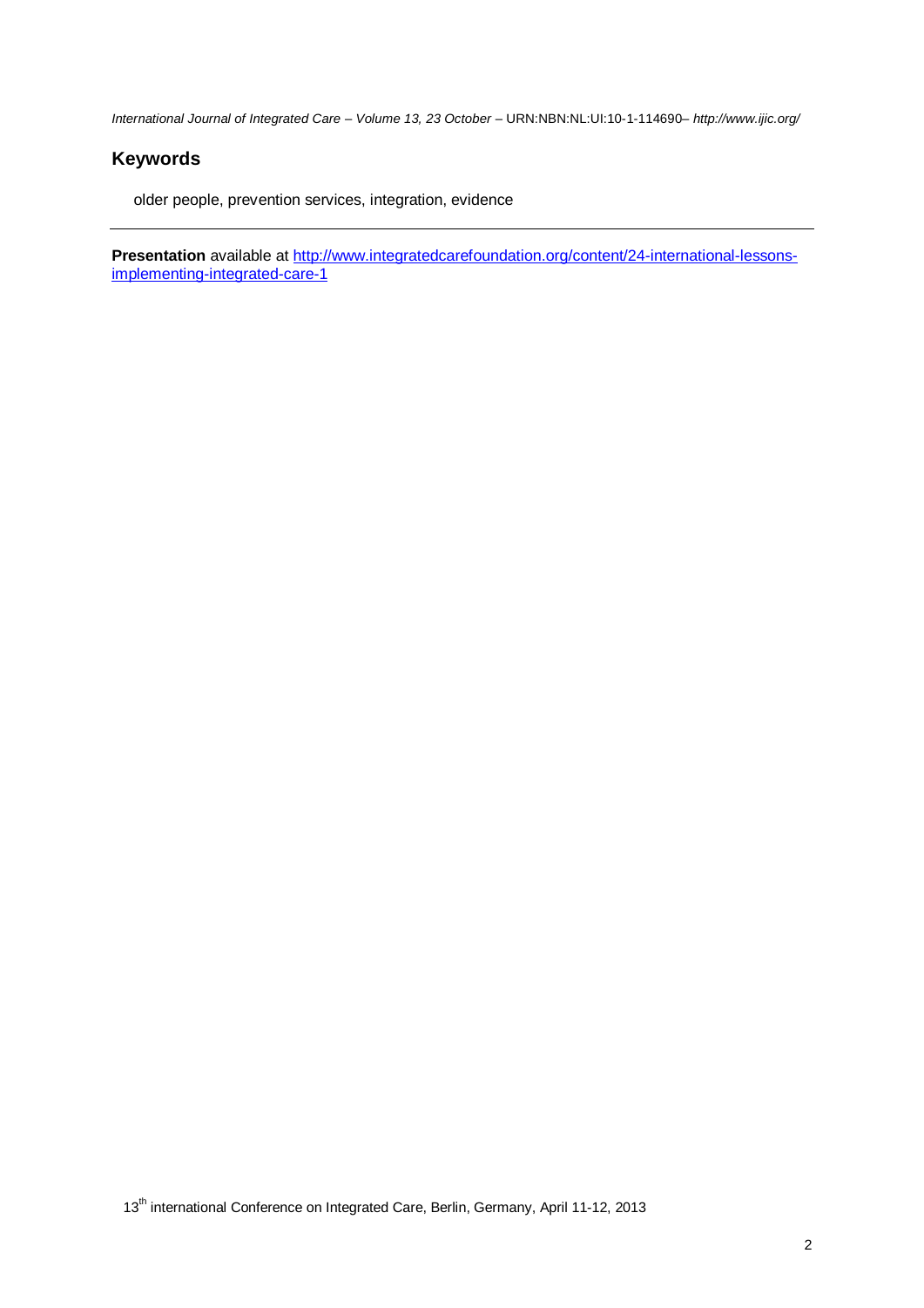## Keywords

older people, prevention services, integration, evidence

---

**Presentation** available at [http://www.integratedcarefoundation.org/content/24-international-lessons-implementing-integrated-care-1](http://www.integratedcarefoundation.org/content/24-international-lessons-implementing-integrated-care-1)